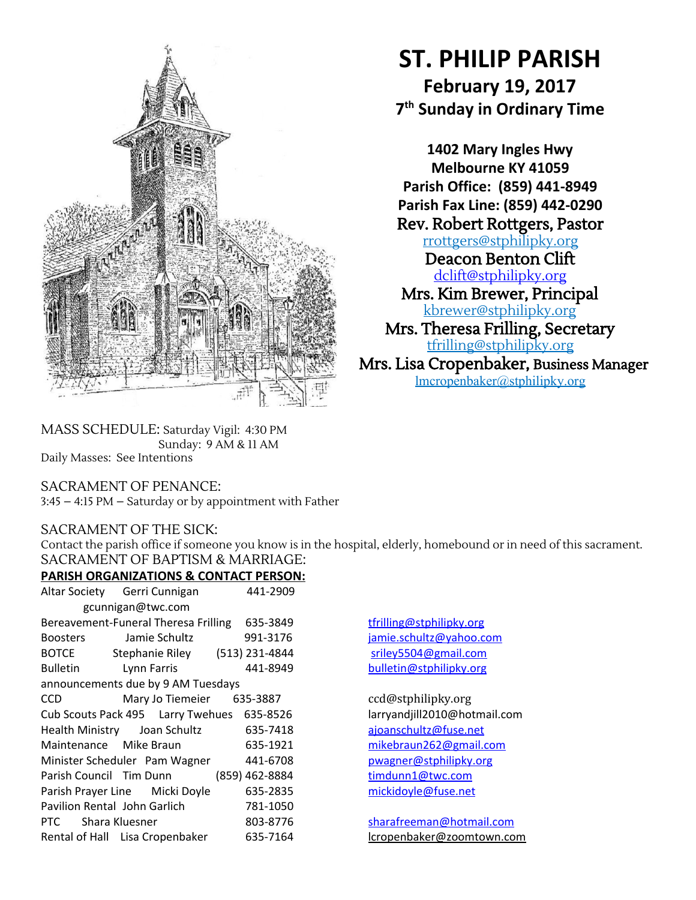# ST. PHILIP PARISH

## February 19, 2017

### 7th Sunday in Ordinary Time

**1402 Mary Ingles Hwy**
**Melbourne KY 41059**
**Parish Office: (859) 441-8949**
**Parish Fax Line: (859) 442-0290**

Rev. Robert Rottgers, Pastor
rrottgers@stphilipky.org
Deacon Benton Clift
dclift@stphilipky.org
Mrs. Kim Brewer, Principal
kbrewer@stphilipky.org
Mrs. Theresa Frilling, Secretary
tfrilling@stphilipky.org
Mrs. Lisa Cropenbaker, Business Manager
lmcropenbaker@stphilipky.org

MASS SCHEDULE: Saturday Vigil: 4:30 PM
Sunday: 9 AM & 11 AM
Daily Masses: See Intentions

SACRAMENT OF PENANCE:
3:45 – 4:15 PM – Saturday or by appointment with Father

SACRAMENT OF THE SICK:
Contact the parish office if someone you know is in the hospital, elderly, homebound or in need of this sacrament.
SACRAMENT OF BAPTISM & MARRIAGE:

**PARISH ORGANIZATIONS & CONTACT PERSON:**

| Organization | Contact | Phone | Email |
|---|---|---|---|
| Altar Society | Gerri Cunnigan | 441-2909 | gcunnigan@twc.com |
| Bereavement-Funeral | Theresa Frilling | 635-3849 | tfrilling@stphilipky.org |
| Boosters | Jamie Schultz | 991-3176 | jamie.schultz@yahoo.com |
| BOTCE | Stephanie Riley | (513) 231-4844 | sriley5504@gmail.com |
| Bulletin (announcements due by 9 AM Tuesdays) | Lynn Farris | 441-8949 | bulletin@stphilipky.org |
| CCD | Mary Jo Tiemeier | 635-3887 | ccd@stphilipky.org |
| Cub Scouts Pack 495 | Larry Twehues | 635-8526 | larryandjill2010@hotmail.com |
| Health Ministry | Joan Schultz | 635-7418 | ajoanschultz@fuse.net |
| Maintenance | Mike Braun | 635-1921 | mikebraun262@gmail.com |
| Minister Scheduler | Pam Wagner | 441-6708 | pwagner@stphilipky.org |
| Parish Council | Tim Dunn | (859) 462-8884 | timdunn1@twc.com |
| Parish Prayer Line | Micki Doyle | 635-2835 | mickidoyle@fuse.net |
| Pavilion Rental | John Garlich | 781-1050 | |
| PTC | Shara Kluesner | 803-8776 | sharafreeman@hotmail.com |
| Rental of Hall | Lisa Cropenbaker | 635-7164 | lcropenbaker@zoomtown.com |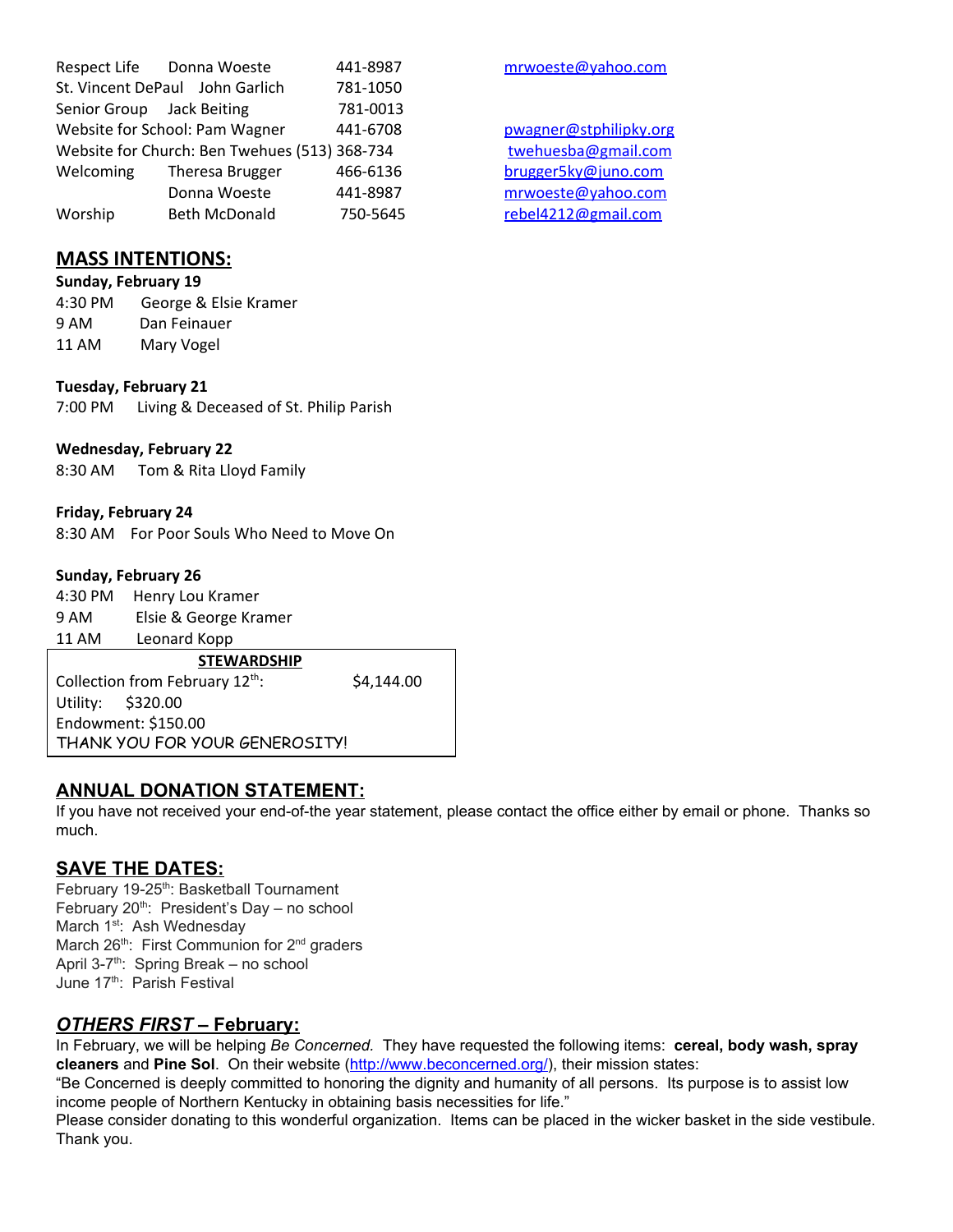| | | | |
|---|---|---|---|
| Respect Life | Donna Woeste | 441-8987 | mrwoeste@yahoo.com |
| St. Vincent DePaul | John Garlich | 781-1050 | |
| Senior Group | Jack Beiting | 781-0013 | |
| Website for School: Pam Wagner | | 441-6708 | pwagner@stphilipky.org |
| Website for Church: Ben Twehues | | (513) 368-734 | twehuesba@gmail.com |
| Welcoming | Theresa Brugger | 466-6136 | brugger5ky@juno.com |
| | Donna Woeste | 441-8987 | mrwoeste@yahoo.com |
| Worship | Beth McDonald | 750-5645 | rebel4212@gmail.com |

## MASS INTENTIONS:

**Sunday, February 19**

4:30 PM George & Elsie Kramer
9 AM Dan Feinauer
11 AM Mary Vogel

**Tuesday, February 21**

7:00 PM Living & Deceased of St. Philip Parish

**Wednesday, February 22**

8:30 AM Tom & Rita Lloyd Family

**Friday, February 24**

8:30 AM For Poor Souls Who Need to Move On

**Sunday, February 26**

4:30 PM Henry Lou Kramer
9 AM Elsie & George Kramer
11 AM Leonard Kopp

**STEWARDSHIP**

Collection from February 12th: $4,144.00
Utility: $320.00
Endowment: $150.00
THANK YOU FOR YOUR GENEROSITY!

## ANNUAL DONATION STATEMENT:

If you have not received your end-of-the year statement, please contact the office either by email or phone. Thanks so much.

## SAVE THE DATES:

February 19-25th: Basketball Tournament
February 20th: President's Day – no school
March 1st: Ash Wednesday
March 26th: First Communion for 2nd graders
April 3-7th: Spring Break – no school
June 17th: Parish Festival

## *OTHERS FIRST* – February:

In February, we will be helping *Be Concerned.* They have requested the following items: **cereal, body wash, spray cleaners** and **Pine Sol**. On their website (http://www.beconcerned.org/), their mission states:
"Be Concerned is deeply committed to honoring the dignity and humanity of all persons. Its purpose is to assist low income people of Northern Kentucky in obtaining basis necessities for life."
Please consider donating to this wonderful organization. Items can be placed in the wicker basket in the side vestibule. Thank you.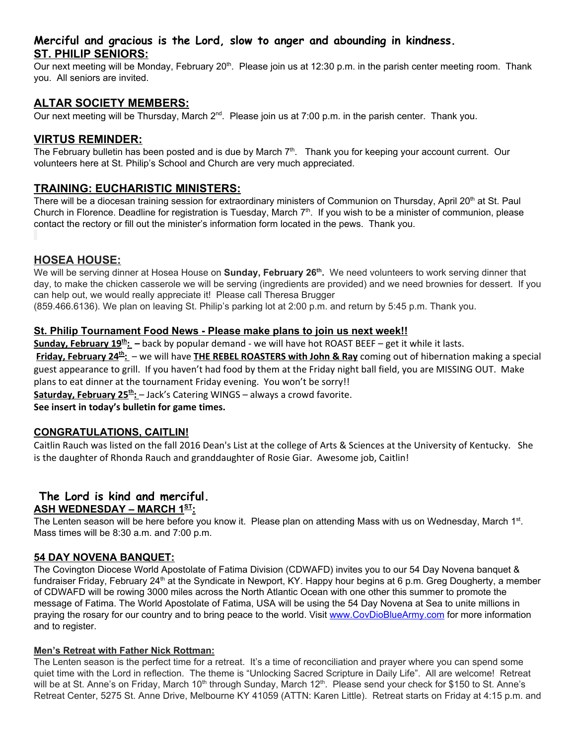**Merciful and gracious is the Lord, slow to anger and abounding in kindness.**

## ST. PHILIP SENIORS:

Our next meeting will be Monday, February 20th. Please join us at 12:30 p.m. in the parish center meeting room. Thank you. All seniors are invited.

## ALTAR SOCIETY MEMBERS:

Our next meeting will be Thursday, March 2nd. Please join us at 7:00 p.m. in the parish center. Thank you.

## VIRTUS REMINDER:

The February bulletin has been posted and is due by March 7th. Thank you for keeping your account current. Our volunteers here at St. Philip's School and Church are very much appreciated.

## TRAINING: EUCHARISTIC MINISTERS:

There will be a diocesan training session for extraordinary ministers of Communion on Thursday, April 20th at St. Paul Church in Florence. Deadline for registration is Tuesday, March 7th. If you wish to be a minister of communion, please contact the rectory or fill out the minister's information form located in the pews. Thank you.

## HOSEA HOUSE:

We will be serving dinner at Hosea House on **Sunday, February 26th.** We need volunteers to work serving dinner that day, to make the chicken casserole we will be serving (ingredients are provided) and we need brownies for dessert. If you can help out, we would really appreciate it! Please call Theresa Brugger (859.466.6136). We plan on leaving St. Philip's parking lot at 2:00 p.m. and return by 5:45 p.m. Thank you.

### St. Philip Tournament Food News - Please make plans to join us next week!!

**Sunday, February 19th:** – back by popular demand - we will have hot ROAST BEEF – get it while it lasts.

**Friday, February 24th:** – we will have **THE REBEL ROASTERS with John & Ray** coming out of hibernation making a special guest appearance to grill. If you haven't had food by them at the Friday night ball field, you are MISSING OUT. Make plans to eat dinner at the tournament Friday evening. You won't be sorry!!

**Saturday, February 25th:** – Jack's Catering WINGS – always a crowd favorite.

**See insert in today's bulletin for game times.**

## CONGRATULATIONS, CAITLIN!

Caitlin Rauch was listed on the fall 2016 Dean's List at the college of Arts & Sciences at the University of Kentucky. She is the daughter of Rhonda Rauch and granddaughter of Rosie Giar. Awesome job, Caitlin!

**The Lord is kind and merciful.**

## ASH WEDNESDAY – MARCH 1ST:

The Lenten season will be here before you know it. Please plan on attending Mass with us on Wednesday, March 1st. Mass times will be 8:30 a.m. and 7:00 p.m.

## 54 DAY NOVENA BANQUET:

The Covington Diocese World Apostolate of Fatima Division (CDWAFD) invites you to our 54 Day Novena banquet & fundraiser Friday, February 24th at the Syndicate in Newport, KY. Happy hour begins at 6 p.m. Greg Dougherty, a member of CDWAFD will be rowing 3000 miles across the North Atlantic Ocean with one other this summer to promote the message of Fatima. The World Apostolate of Fatima, USA will be using the 54 Day Novena at Sea to unite millions in praying the rosary for our country and to bring peace to the world. Visit www.CovDioBlueArmy.com for more information and to register.

### Men's Retreat with Father Nick Rottman:

The Lenten season is the perfect time for a retreat. It's a time of reconciliation and prayer where you can spend some quiet time with the Lord in reflection. The theme is "Unlocking Sacred Scripture in Daily Life". All are welcome! Retreat will be at St. Anne's on Friday, March 10th through Sunday, March 12th. Please send your check for $150 to St. Anne's Retreat Center, 5275 St. Anne Drive, Melbourne KY 41059 (ATTN: Karen Little). Retreat starts on Friday at 4:15 p.m. and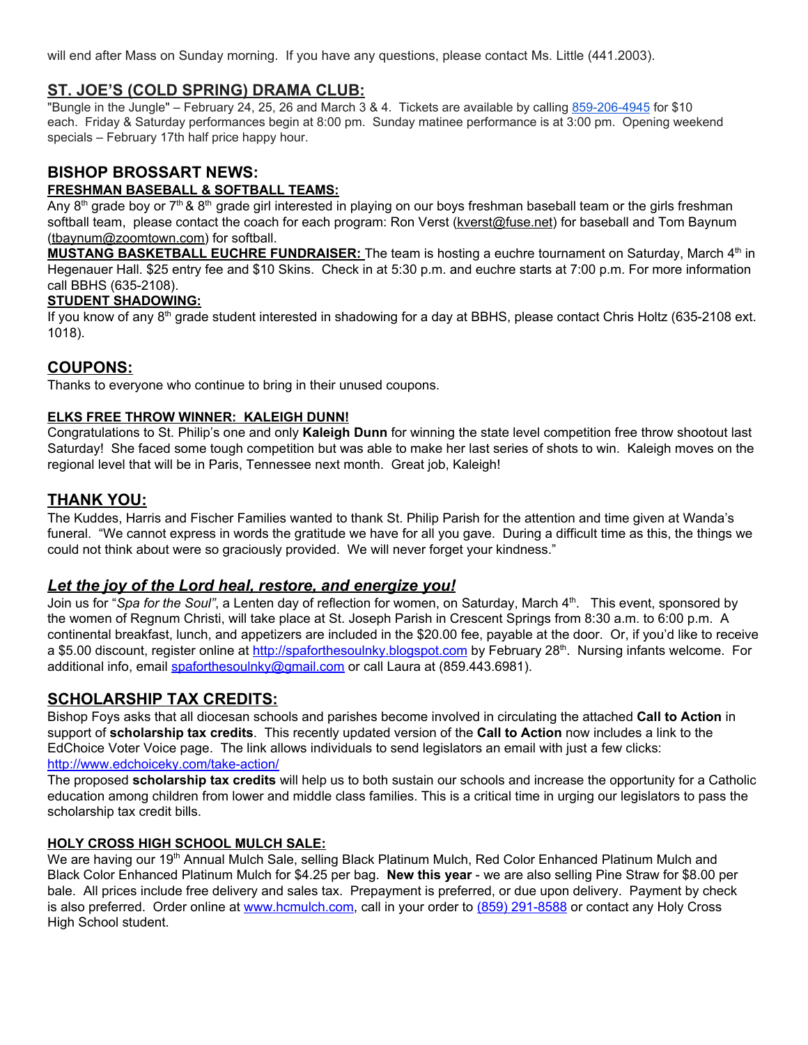will end after Mass on Sunday morning.  If you have any questions, please contact Ms. Little (441.2003).

## ST. JOE'S (COLD SPRING) DRAMA CLUB:

"Bungle in the Jungle" – February 24, 25, 26 and March 3 & 4.  Tickets are available by calling 859-206-4945 for $10 each.  Friday & Saturday performances begin at 8:00 pm.  Sunday matinee performance is at 3:00 pm.  Opening weekend specials – February 17th half price happy hour.

## BISHOP BROSSART NEWS:

**FRESHMAN BASEBALL & SOFTBALL TEAMS:**

Any 8th grade boy or 7th & 8th grade girl interested in playing on our boys freshman baseball team or the girls freshman softball team,  please contact the coach for each program: Ron Verst (kverst@fuse.net) for baseball and Tom Baynum (tbaynum@zoomtown.com) for softball.

**MUSTANG BASKETBALL EUCHRE FUNDRAISER:** The team is hosting a euchre tournament on Saturday, March 4th in Hegenauer Hall. $25 entry fee and $10 Skins.  Check in at 5:30 p.m. and euchre starts at 7:00 p.m. For more information call BBHS (635-2108).

**STUDENT SHADOWING:**

If you know of any 8th grade student interested in shadowing for a day at BBHS, please contact Chris Holtz (635-2108 ext. 1018).

## COUPONS:

Thanks to everyone who continue to bring in their unused coupons.

**ELKS FREE THROW WINNER:  KALEIGH DUNN!**

Congratulations to St. Philip's one and only **Kaleigh Dunn** for winning the state level competition free throw shootout last Saturday!  She faced some tough competition but was able to make her last series of shots to win.  Kaleigh moves on the regional level that will be in Paris, Tennessee next month.  Great job, Kaleigh!

## THANK YOU:

The Kuddes, Harris and Fischer Families wanted to thank St. Philip Parish for the attention and time given at Wanda's funeral.  "We cannot express in words the gratitude we have for all you gave.  During a difficult time as this, the things we could not think about were so graciously provided.  We will never forget your kindness."

## *Let the joy of the Lord heal, restore, and energize you!*

Join us for "*Spa for the Soul"*, a Lenten day of reflection for women, on Saturday, March 4th.   This event, sponsored by the women of Regnum Christi, will take place at St. Joseph Parish in Crescent Springs from 8:30 a.m. to 6:00 p.m.  A continental breakfast, lunch, and appetizers are included in the $20.00 fee, payable at the door.  Or, if you'd like to receive a $5.00 discount, register online at http://spaforthesoulnky.blogspot.com by February 28th.  Nursing infants welcome.  For additional info, email spaforthesoulnky@gmail.com or call Laura at (859.443.6981).

## SCHOLARSHIP TAX CREDITS:

Bishop Foys asks that all diocesan schools and parishes become involved in circulating the attached **Call to Action** in support of **scholarship tax credits**.  This recently updated version of the **Call to Action** now includes a link to the EdChoice Voter Voice page.  The link allows individuals to send legislators an email with just a few clicks: http://www.edchoiceky.com/take-action/

The proposed **scholarship tax credits** will help us to both sustain our schools and increase the opportunity for a Catholic education among children from lower and middle class families. This is a critical time in urging our legislators to pass the scholarship tax credit bills.

**HOLY CROSS HIGH SCHOOL MULCH SALE:**

We are having our 19th Annual Mulch Sale, selling Black Platinum Mulch, Red Color Enhanced Platinum Mulch and Black Color Enhanced Platinum Mulch for $4.25 per bag.  **New this year** - we are also selling Pine Straw for $8.00 per bale.  All prices include free delivery and sales tax.  Prepayment is preferred, or due upon delivery.  Payment by check is also preferred.  Order online at www.hcmulch.com, call in your order to (859) 291-8588 or contact any Holy Cross High School student.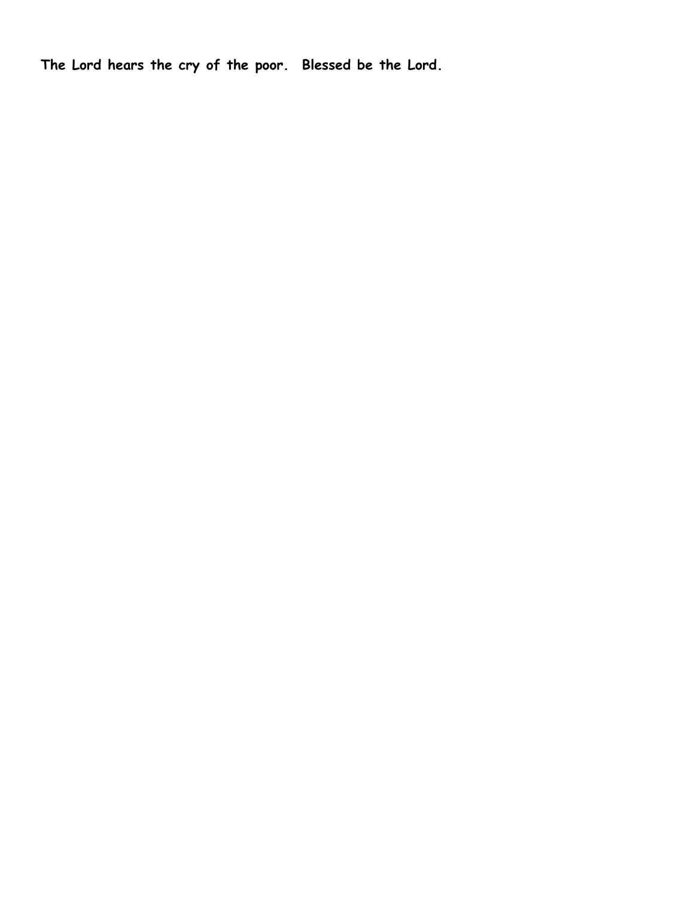**The Lord hears the cry of the poor.  Blessed be the Lord.**